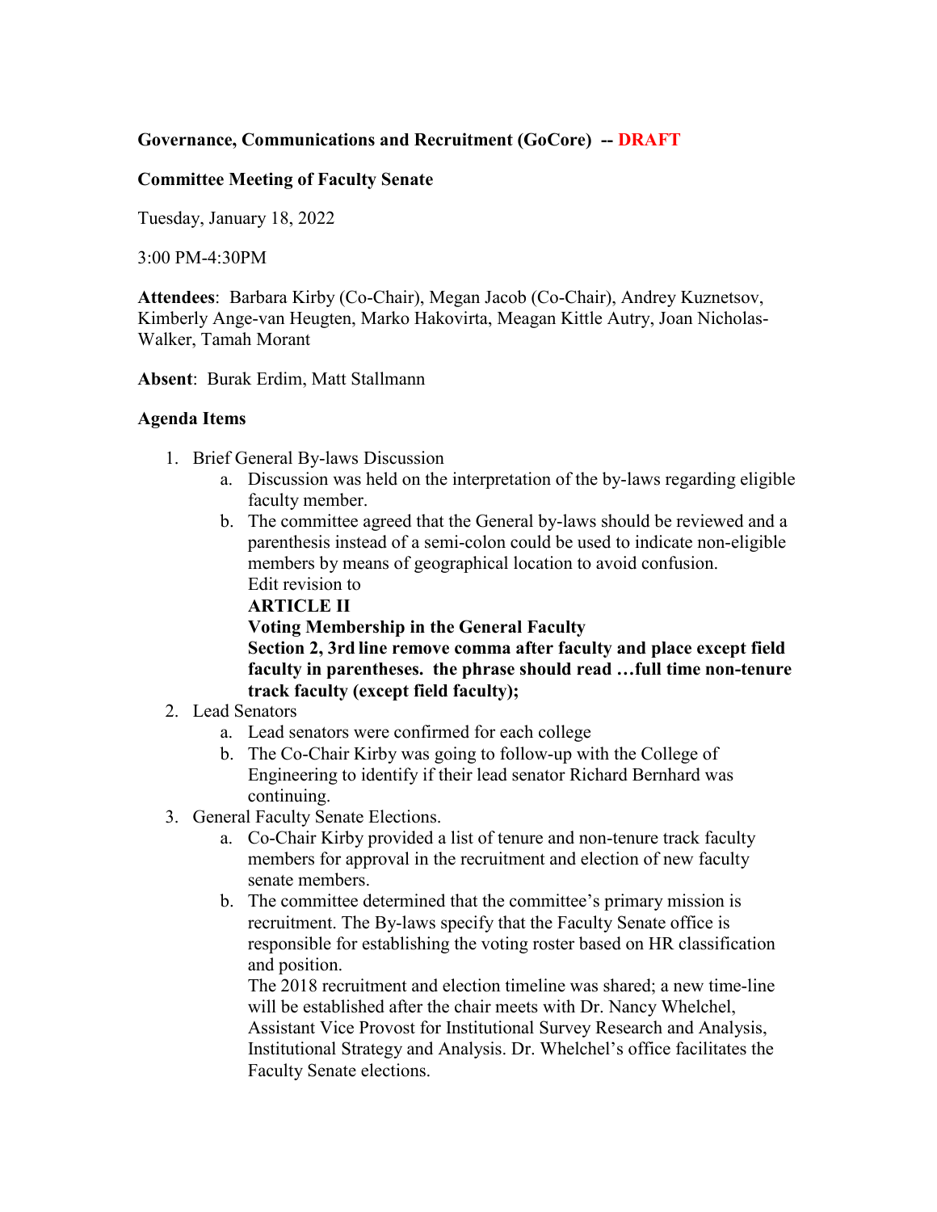**Governance, Communications and Recruitment (GoCore) -- DRAFT**

**Committee Meeting of Faculty Senate**

Tuesday, January 18, 2022

3:00 PM-4:30PM

**Attendees**: Barbara Kirby (Co-Chair), Megan Jacob (Co-Chair), Andrey Kuznetsov, Kimberly Ange-van Heugten, Marko Hakovirta, Meagan Kittle Autry, Joan Nicholas-Walker, Tamah Morant

**Absent**: Burak Erdim, Matt Stallmann

**Agenda Items**

1. Brief General By-laws Discussion
   a. Discussion was held on the interpretation of the by-laws regarding eligible faculty member.
   b. The committee agreed that the General by-laws should be reviewed and a parenthesis instead of a semi-colon could be used to indicate non-eligible members by means of geographical location to avoid confusion.
      Edit revision to
      **ARTICLE II**
      **Voting Membership in the General Faculty**
      **Section 2, 3rd line remove comma after faculty and place except field faculty in parentheses. the phrase should read …full time non-tenure track faculty (except field faculty);**
2. Lead Senators
   a. Lead senators were confirmed for each college
   b. The Co-Chair Kirby was going to follow-up with the College of Engineering to identify if their lead senator Richard Bernhard was continuing.
3. General Faculty Senate Elections.
   a. Co-Chair Kirby provided a list of tenure and non-tenure track faculty members for approval in the recruitment and election of new faculty senate members.
   b. The committee determined that the committee's primary mission is recruitment. The By-laws specify that the Faculty Senate office is responsible for establishing the voting roster based on HR classification and position.
      The 2018 recruitment and election timeline was shared; a new time-line will be established after the chair meets with Dr. Nancy Whelchel, Assistant Vice Provost for Institutional Survey Research and Analysis, Institutional Strategy and Analysis. Dr. Whelchel's office facilitates the Faculty Senate elections.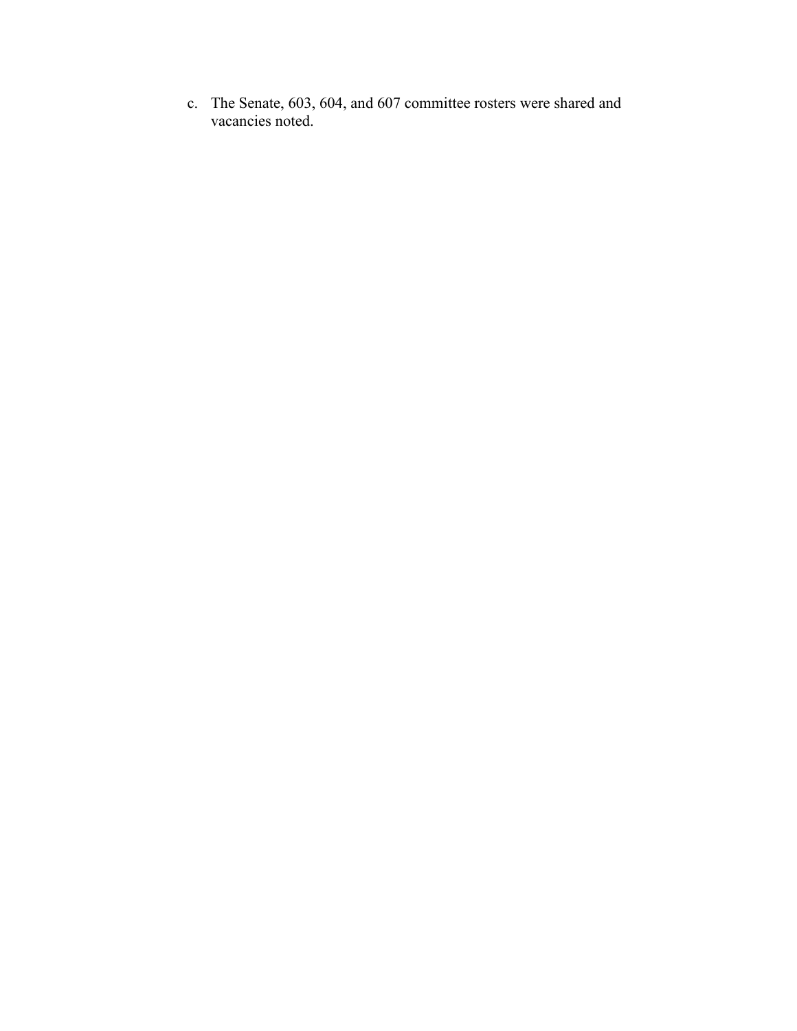c. The Senate, 603, 604, and 607 committee rosters were shared and vacancies noted.